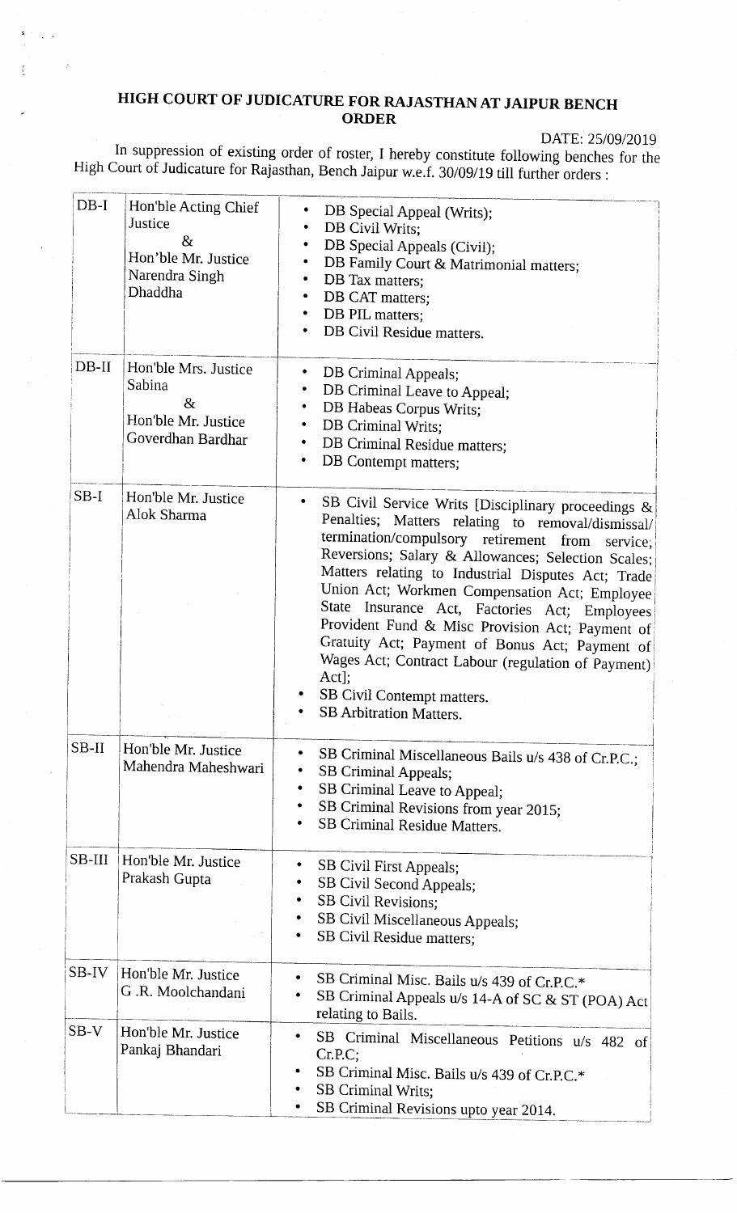# HIGH COURT OF JUDICATURE FOR RAJASTHAN AT JAIPUR BENCH
## ORDER

DATE: 25/09/2019

In suppression of existing order of roster, I hereby constitute following benches for the High Court of Judicature for Rajasthan, Bench Jaipur w.e.f. 30/09/19 till further orders :

| | | |
|---|---|---|
| DB-I | Hon'ble Acting Chief Justice<br>&<br>Hon'ble Mr. Justice Narendra Singh Dhaddha | • DB Special Appeal (Writs);<br>• DB Civil Writs;<br>• DB Special Appeals (Civil);<br>• DB Family Court & Matrimonial matters;<br>• DB Tax matters;<br>• DB CAT matters;<br>• DB PIL matters;<br>• DB Civil Residue matters. |
| DB-II | Hon'ble Mrs. Justice Sabina<br>&<br>Hon'ble Mr. Justice Goverdhan Bardhar | • DB Criminal Appeals;<br>• DB Criminal Leave to Appeal;<br>• DB Habeas Corpus Writs;<br>• DB Criminal Writs;<br>• DB Criminal Residue matters;<br>• DB Contempt matters; |
| SB-I | Hon'ble Mr. Justice Alok Sharma | • SB Civil Service Writs [Disciplinary proceedings & Penalties; Matters relating to removal/dismissal/ termination/compulsory retirement from service; Reversions; Salary & Allowances; Selection Scales; Matters relating to Industrial Disputes Act; Trade Union Act; Workmen Compensation Act; Employee State Insurance Act, Factories Act; Employees Provident Fund & Misc Provision Act; Payment of Gratuity Act; Payment of Bonus Act; Payment of Wages Act; Contract Labour (regulation of Payment) Act];<br>• SB Civil Contempt matters.<br>• SB Arbitration Matters. |
| SB-II | Hon'ble Mr. Justice Mahendra Maheshwari | • SB Criminal Miscellaneous Bails u/s 438 of Cr.P.C.;<br>• SB Criminal Appeals;<br>• SB Criminal Leave to Appeal;<br>• SB Criminal Revisions from year 2015;<br>• SB Criminal Residue Matters. |
| SB-III | Hon'ble Mr. Justice Prakash Gupta | • SB Civil First Appeals;<br>• SB Civil Second Appeals;<br>• SB Civil Revisions;<br>• SB Civil Miscellaneous Appeals;<br>• SB Civil Residue matters; |
| SB-IV | Hon'ble Mr. Justice G .R. Moolchandani | • SB Criminal Misc. Bails u/s 439 of Cr.P.C.*<br>• SB Criminal Appeals u/s 14-A of SC & ST (POA) Act relating to Bails. |
| SB-V | Hon'ble Mr. Justice Pankaj Bhandari | • SB Criminal Miscellaneous Petitions u/s 482 of Cr.P.C;<br>• SB Criminal Misc. Bails u/s 439 of Cr.P.C.*<br>• SB Criminal Writs;<br>• SB Criminal Revisions upto year 2014. |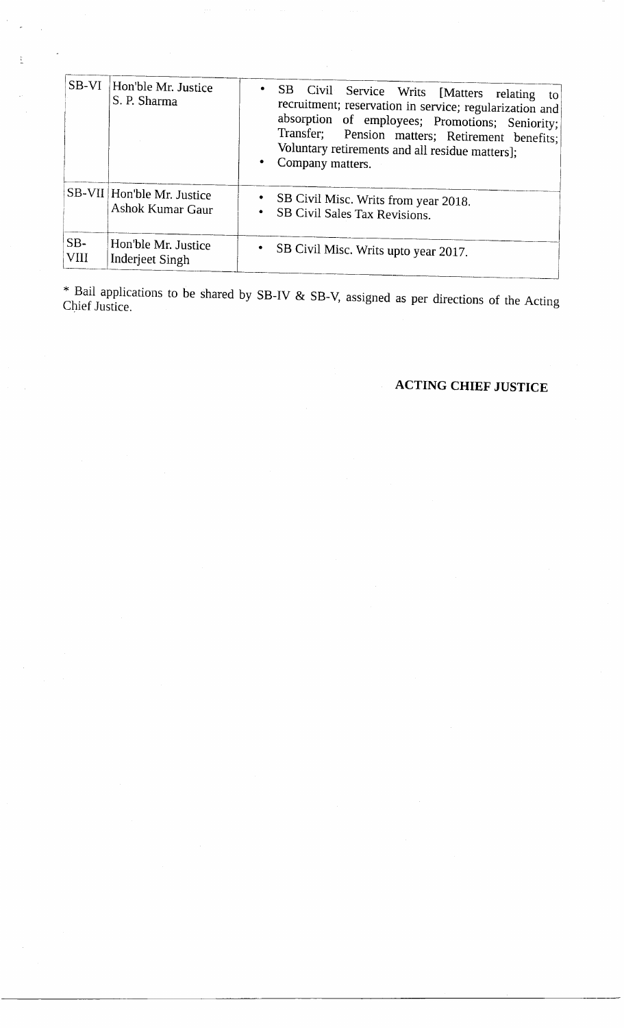| SB-VI | Hon'ble Mr. Justice S. P. Sharma | • SB Civil Service Writs [Matters relating to recruitment; reservation in service; regularization and absorption of employees; Promotions; Seniority; Transfer; Pension matters; Retirement benefits; Voluntary retirements and all residue matters];<br>• Company matters. |
|---|---|---|
| SB-VII | Hon'ble Mr. Justice Ashok Kumar Gaur | • SB Civil Misc. Writs from year 2018.<br>• SB Civil Sales Tax Revisions. |
| SB-VIII | Hon'ble Mr. Justice Inderjeet Singh | • SB Civil Misc. Writs upto year 2017. |

* Bail applications to be shared by SB-IV & SB-V, assigned as per directions of the Acting Chief Justice.

**ACTING CHIEF JUSTICE**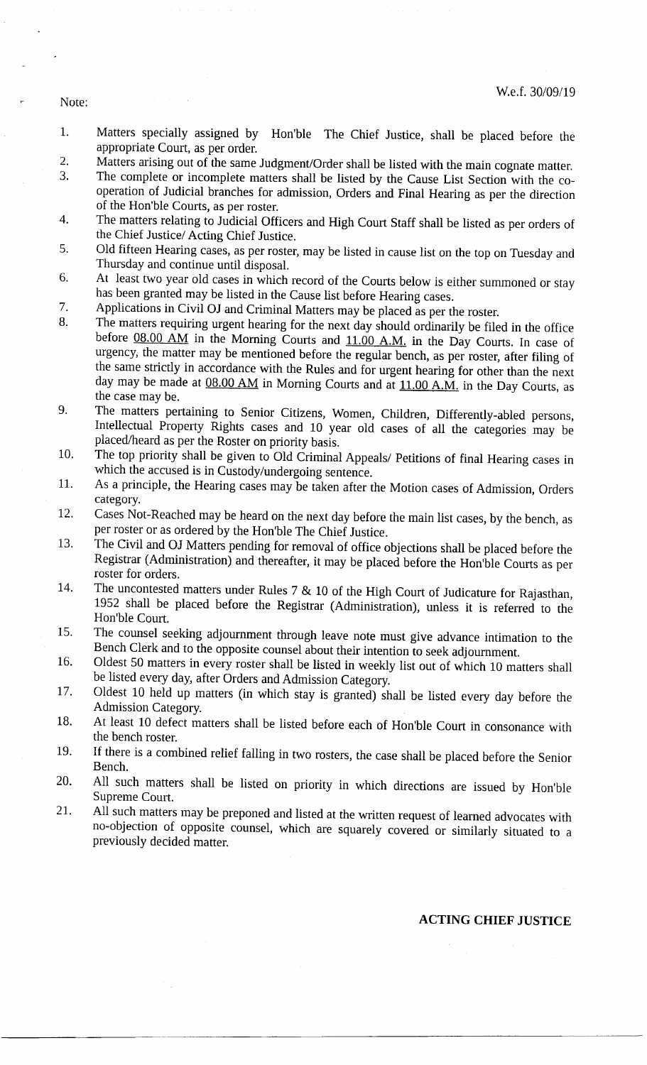W.e.f. 30/09/19

Note:

1. Matters specially assigned by Hon'ble The Chief Justice, shall be placed before the appropriate Court, as per order.
2. Matters arising out of the same Judgment/Order shall be listed with the main cognate matter.
3. The complete or incomplete matters shall be listed by the Cause List Section with the co-operation of Judicial branches for admission, Orders and Final Hearing as per the direction of the Hon'ble Courts, as per roster.
4. The matters relating to Judicial Officers and High Court Staff shall be listed as per orders of the Chief Justice/ Acting Chief Justice.
5. Old fifteen Hearing cases, as per roster, may be listed in cause list on the top on Tuesday and Thursday and continue until disposal.
6. At least two year old cases in which record of the Courts below is either summoned or stay has been granted may be listed in the Cause list before Hearing cases.
7. Applications in Civil OJ and Criminal Matters may be placed as per the roster.
8. The matters requiring urgent hearing for the next day should ordinarily be filed in the office before <u>08.00 AM</u> in the Morning Courts and <u>11.00 A.M.</u> in the Day Courts. In case of urgency, the matter may be mentioned before the regular bench, as per roster, after filing of the same strictly in accordance with the Rules and for urgent hearing for other than the next day may be made at <u>08.00 AM</u> in Morning Courts and at <u>11.00 A.M.</u> in the Day Courts, as the case may be.
9. The matters pertaining to Senior Citizens, Women, Children, Differently-abled persons, Intellectual Property Rights cases and 10 year old cases of all the categories may be placed/heard as per the Roster on priority basis.
10. The top priority shall be given to Old Criminal Appeals/ Petitions of final Hearing cases in which the accused is in Custody/undergoing sentence.
11. As a principle, the Hearing cases may be taken after the Motion cases of Admission, Orders category.
12. Cases Not-Reached may be heard on the next day before the main list cases, by the bench, as per roster or as ordered by the Hon'ble The Chief Justice.
13. The Civil and OJ Matters pending for removal of office objections shall be placed before the Registrar (Administration) and thereafter, it may be placed before the Hon'ble Courts as per roster for orders.
14. The uncontested matters under Rules 7 & 10 of the High Court of Judicature for Rajasthan, 1952 shall be placed before the Registrar (Administration), unless it is referred to the Hon'ble Court.
15. The counsel seeking adjournment through leave note must give advance intimation to the Bench Clerk and to the opposite counsel about their intention to seek adjournment.
16. Oldest 50 matters in every roster shall be listed in weekly list out of which 10 matters shall be listed every day, after Orders and Admission Category.
17. Oldest 10 held up matters (in which stay is granted) shall be listed every day before the Admission Category.
18. At least 10 defect matters shall be listed before each of Hon'ble Court in consonance with the bench roster.
19. If there is a combined relief falling in two rosters, the case shall be placed before the Senior Bench.
20. All such matters shall be listed on priority in which directions are issued by Hon'ble Supreme Court.
21. All such matters may be preponed and listed at the written request of learned advocates with no-objection of opposite counsel, which are squarely covered or similarly situated to a previously decided matter.

**ACTING CHIEF JUSTICE**